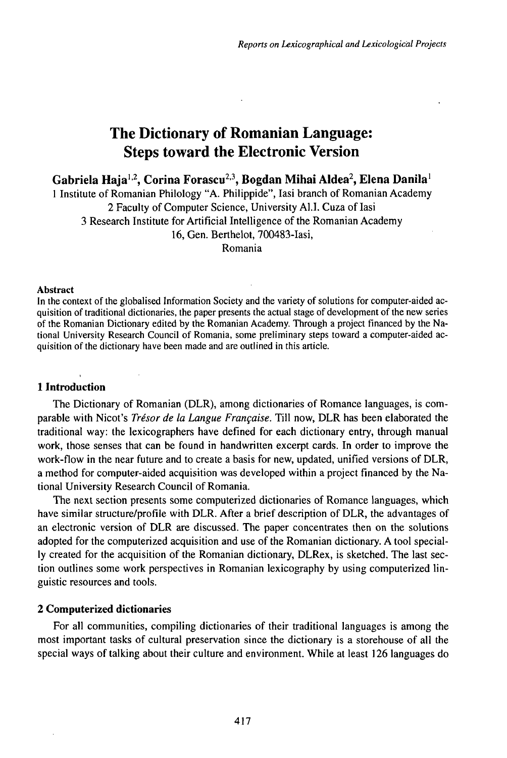# The Dictionary of Romanian Language: Steps toward the Electronic Version

**Gabriela Haja[1,2], Corina Forascu[2,3], Bogdan Mihai Aldea[2], Elena Danila[1]**

1 Institute of Romanian Philology "A. Philippide", Iasi branch of Romanian Academy
2 Faculty of Computer Science, University Al.I. Cuza of Iasi
3 Research Institute for Artificial Intelligence of the Romanian Academy
16, Gen. Berthelot, 700483-Iasi,
Romania

**Abstract**

In the context of the globalised Information Society and the variety of solutions for computer-aided acquisition of traditional dictionaries, the paper presents the actual stage of development of the new series of the Romanian Dictionary edited by the Romanian Academy. Through a project financed by the National University Research Council of Romania, some preliminary steps toward a computer-aided acquisition of the dictionary have been made and are outlined in this article.

## 1 Introduction

The Dictionary of Romanian (DLR), among dictionaries of Romance languages, is comparable with Nicot's *Trésor de la Langue Française*. Till now, DLR has been elaborated the traditional way: the lexicographers have defined for each dictionary entry, through manual work, those senses that can be found in handwritten excerpt cards. In order to improve the work-flow in the near future and to create a basis for new, updated, unified versions of DLR, a method for computer-aided acquisition was developed within a project financed by the National University Research Council of Romania.

The next section presents some computerized dictionaries of Romance languages, which have similar structure/profile with DLR. After a brief description of DLR, the advantages of an electronic version of DLR are discussed. The paper concentrates then on the solutions adopted for the computerized acquisition and use of the Romanian dictionary. A tool specially created for the acquisition of the Romanian dictionary, DLRex, is sketched. The last section outlines some work perspectives in Romanian lexicography by using computerized linguistic resources and tools.

## 2 Computerized dictionaries

For all communities, compiling dictionaries of their traditional languages is among the most important tasks of cultural preservation since the dictionary is a storehouse of all the special ways of talking about their culture and environment. While at least 126 languages do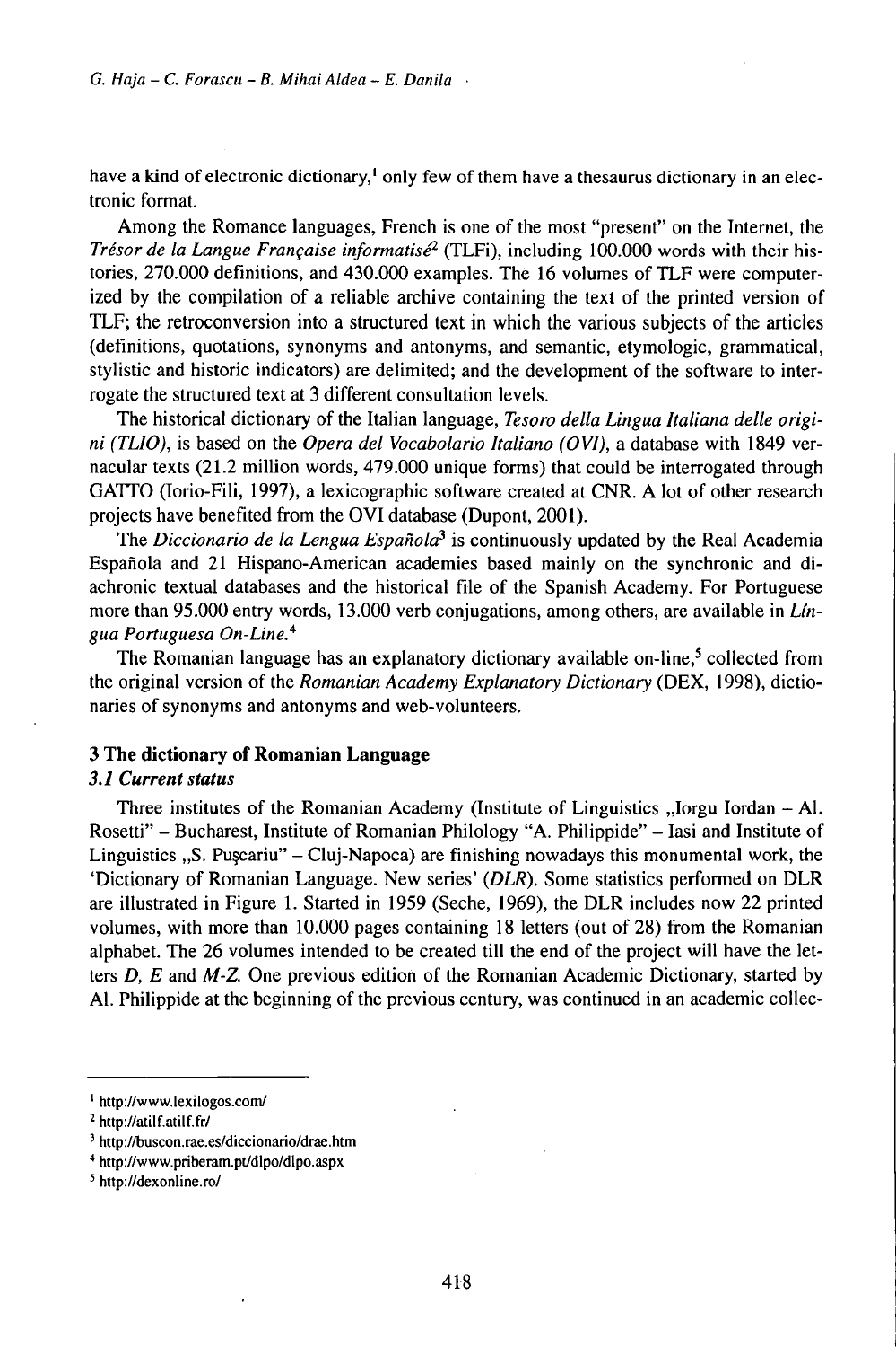have a kind of electronic dictionary,[1] only few of them have a thesaurus dictionary in an electronic format.

Among the Romance languages, French is one of the most "present" on the Internet, the *Trésor de la Langue Française informatisé*[2] (TLFi), including 100.000 words with their histories, 270.000 definitions, and 430.000 examples. The 16 volumes of TLF were computerized by the compilation of a reliable archive containing the text of the printed version of TLF; the retroconversion into a structured text in which the various subjects of the articles (definitions, quotations, synonyms and antonyms, and semantic, etymologic, grammatical, stylistic and historic indicators) are delimited; and the development of the software to interrogate the structured text at 3 different consultation levels.

The historical dictionary of the Italian language, *Tesoro della Lingua Italiana delle origini (TLIO)*, is based on the *Opera del Vocabolario Italiano (OVI)*, a database with 1849 vernacular texts (21.2 million words, 479.000 unique forms) that could be interrogated through GATTO (Iorio-Fili, 1997), a lexicographic software created at CNR. A lot of other research projects have benefited from the OVI database (Dupont, 2001).

The *Diccionario de la Lengua Española*[3] is continuously updated by the Real Academia Española and 21 Hispano-American academies based mainly on the synchronic and diachronic textual databases and the historical file of the Spanish Academy. For Portuguese more than 95.000 entry words, 13.000 verb conjugations, among others, are available in *Língua Portuguesa On-Line.*[4]

The Romanian language has an explanatory dictionary available on-line,[5] collected from the original version of the *Romanian Academy Explanatory Dictionary* (DEX, 1998), dictionaries of synonyms and antonyms and web-volunteers.

## 3 The dictionary of Romanian Language

### *3.1 Current status*

Three institutes of the Romanian Academy (Institute of Linguistics „Iorgu Iordan – Al. Rosetti" – Bucharest, Institute of Romanian Philology "A. Philippide" – Iasi and Institute of Linguistics „S. Puşcariu" – Cluj-Napoca) are finishing nowadays this monumental work, the 'Dictionary of Romanian Language. New series' (*DLR*). Some statistics performed on DLR are illustrated in Figure 1. Started in 1959 (Seche, 1969), the DLR includes now 22 printed volumes, with more than 10.000 pages containing 18 letters (out of 28) from the Romanian alphabet. The 26 volumes intended to be created till the end of the project will have the letters *D, E* and *M-Z.* One previous edition of the Romanian Academic Dictionary, started by Al. Philippide at the beginning of the previous century, was continued in an academic collec-

---

[1] http://www.lexilogos.com/

[2] http://atilf.atilf.fr/

[3] http://buscon.rae.es/diccionario/drae.htm

[4] http://www.priberam.pt/dlpo/dlpo.aspx

[5] http://dexonline.ro/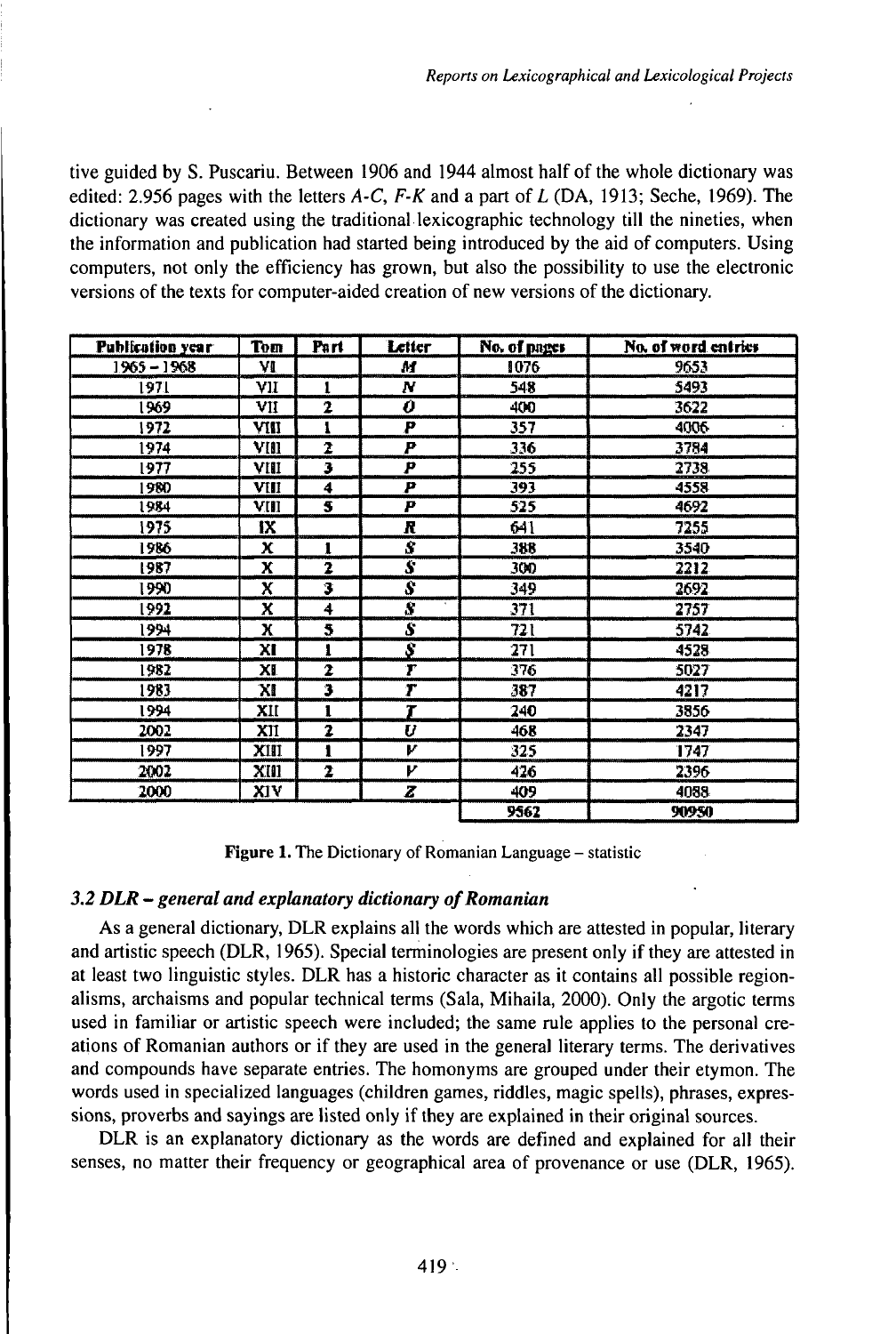tive guided by S. Puscariu. Between 1906 and 1944 almost half of the whole dictionary was edited: 2.956 pages with the letters *A-C*, *F-K* and a part of *L* (DA, 1913; Seche, 1969). The dictionary was created using the traditional lexicographic technology till the nineties, when the information and publication had started being introduced by the aid of computers. Using computers, not only the efficiency has grown, but also the possibility to use the electronic versions of the texts for computer-aided creation of new versions of the dictionary.

| Publication year | Tom | Part | Letter | No. of pages | No. of word entries |
|---|---|---|---|---|---|
| 1965 – 1968 | VI | | *M* | 1076 | 9653 |
| 1971 | VII | 1 | *N* | 548 | 5493 |
| 1969 | VII | 2 | *O* | 400 | 3622 |
| 1972 | VIII | 1 | *P* | 357 | 4006 |
| 1974 | VIII | 2 | *P* | 336 | 3784 |
| 1977 | VIII | 3 | *P* | 255 | 2738 |
| 1980 | VIII | 4 | *P* | 393 | 4558 |
| 1984 | VIII | 5 | *P* | 525 | 4692 |
| 1975 | IX | | *R* | 641 | 7255 |
| 1986 | X | 1 | *S* | 388 | 3540 |
| 1987 | X | 2 | *S* | 300 | 2212 |
| 1990 | X | 3 | *S* | 349 | 2692 |
| 1992 | X | 4 | *S* | 371 | 2757 |
| 1994 | X | 5 | *S* | 721 | 5742 |
| 1978 | XI | 1 | *Ş* | 271 | 4528 |
| 1982 | XI | 2 | *T* | 376 | 5027 |
| 1983 | XI | 3 | *T* | 387 | 4217 |
| 1994 | XII | 1 | *Ţ* | 240 | 3856 |
| 2002 | XII | 2 | *U* | 468 | 2347 |
| 1997 | XIII | 1 | *V* | 325 | 1747 |
| 2002 | XIII | 2 | *V* | 426 | 2396 |
| 2000 | XIV | | *Z* | 409 | 4088 |
| | | | | 9562 | 90950 |

**Figure 1.** The Dictionary of Romanian Language – statistic

### *3.2 DLR – general and explanatory dictionary of Romanian*

As a general dictionary, DLR explains all the words which are attested in popular, literary and artistic speech (DLR, 1965). Special terminologies are present only if they are attested in at least two linguistic styles. DLR has a historic character as it contains all possible regionalisms, archaisms and popular technical terms (Sala, Mihaila, 2000). Only the argotic terms used in familiar or artistic speech were included; the same rule applies to the personal creations of Romanian authors or if they are used in the general literary terms. The derivatives and compounds have separate entries. The homonyms are grouped under their etymon. The words used in specialized languages (children games, riddles, magic spells), phrases, expressions, proverbs and sayings are listed only if they are explained in their original sources.

DLR is an explanatory dictionary as the words are defined and explained for all their senses, no matter their frequency or geographical area of provenance or use (DLR, 1965).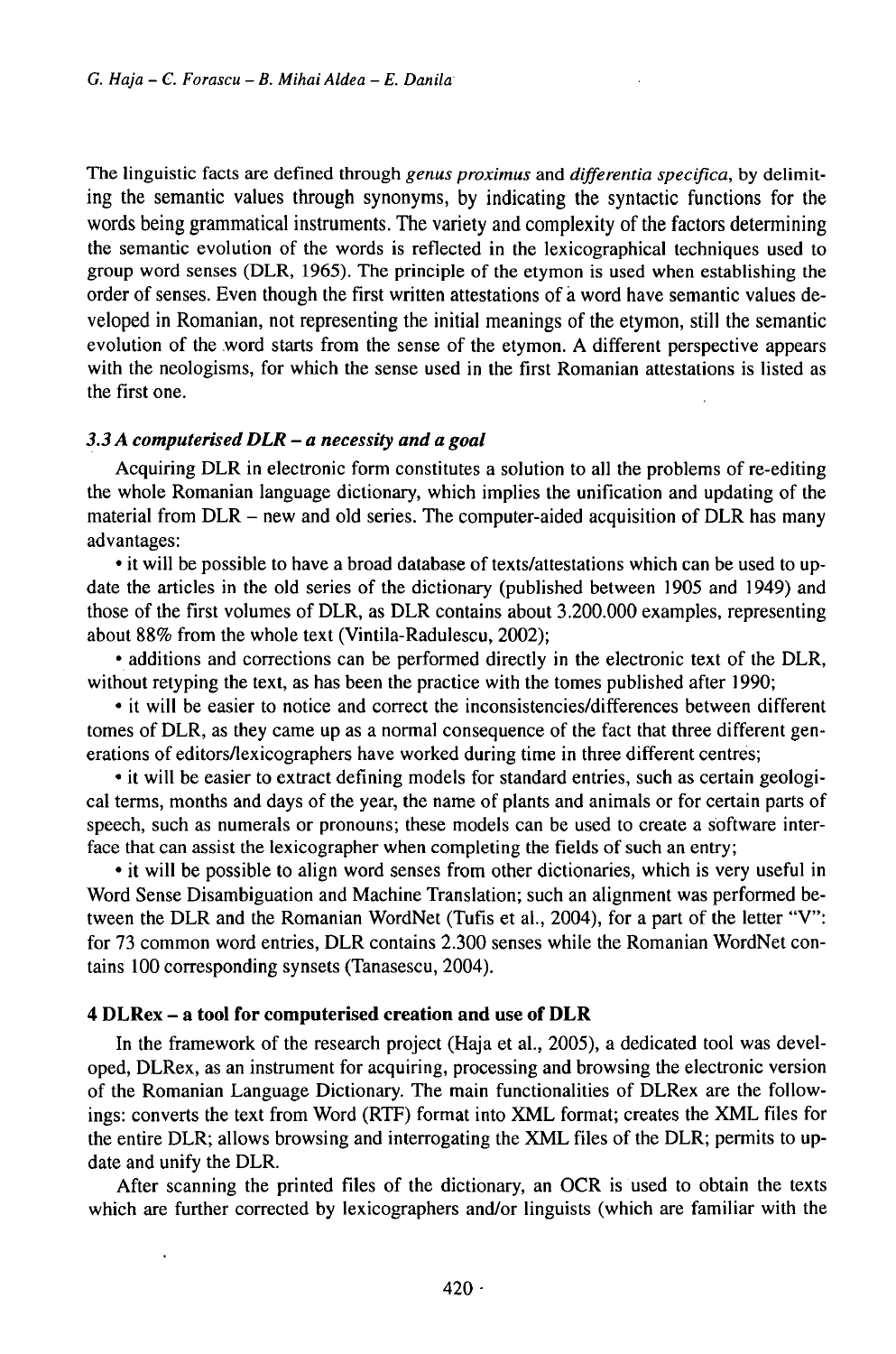The linguistic facts are defined through *genus proximus* and *differentia specifica*, by delimiting the semantic values through synonyms, by indicating the syntactic functions for the words being grammatical instruments. The variety and complexity of the factors determining the semantic evolution of the words is reflected in the lexicographical techniques used to group word senses (DLR, 1965). The principle of the etymon is used when establishing the order of senses. Even though the first written attestations of a word have semantic values developed in Romanian, not representing the initial meanings of the etymon, still the semantic evolution of the word starts from the sense of the etymon. A different perspective appears with the neologisms, for which the sense used in the first Romanian attestations is listed as the first one.

### *3.3 A computerised DLR – a necessity and a goal*

Acquiring DLR in electronic form constitutes a solution to all the problems of re-editing the whole Romanian language dictionary, which implies the unification and updating of the material from DLR – new and old series. The computer-aided acquisition of DLR has many advantages:

• it will be possible to have a broad database of texts/attestations which can be used to update the articles in the old series of the dictionary (published between 1905 and 1949) and those of the first volumes of DLR, as DLR contains about 3.200.000 examples, representing about 88% from the whole text (Vintila-Radulescu, 2002);

• additions and corrections can be performed directly in the electronic text of the DLR, without retyping the text, as has been the practice with the tomes published after 1990;

• it will be easier to notice and correct the inconsistencies/differences between different tomes of DLR, as they came up as a normal consequence of the fact that three different generations of editors/lexicographers have worked during time in three different centres;

• it will be easier to extract defining models for standard entries, such as certain geological terms, months and days of the year, the name of plants and animals or for certain parts of speech, such as numerals or pronouns; these models can be used to create a software interface that can assist the lexicographer when completing the fields of such an entry;

• it will be possible to align word senses from other dictionaries, which is very useful in Word Sense Disambiguation and Machine Translation; such an alignment was performed between the DLR and the Romanian WordNet (Tufis et al., 2004), for a part of the letter "V": for 73 common word entries, DLR contains 2.300 senses while the Romanian WordNet contains 100 corresponding synsets (Tanasescu, 2004).

## 4 DLRex – a tool for computerised creation and use of DLR

In the framework of the research project (Haja et al., 2005), a dedicated tool was developed, DLRex, as an instrument for acquiring, processing and browsing the electronic version of the Romanian Language Dictionary. The main functionalities of DLRex are the followings: converts the text from Word (RTF) format into XML format; creates the XML files for the entire DLR; allows browsing and interrogating the XML files of the DLR; permits to update and unify the DLR.

After scanning the printed files of the dictionary, an OCR is used to obtain the texts which are further corrected by lexicographers and/or linguists (which are familiar with the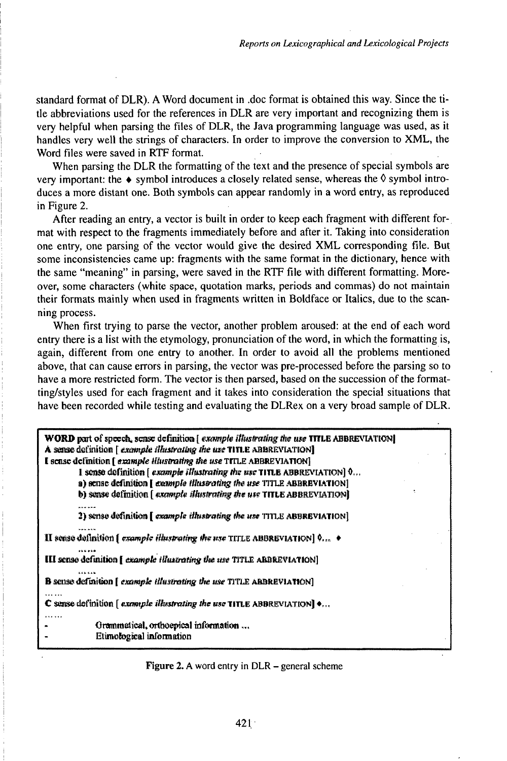standard format of DLR). A Word document in .doc format is obtained this way. Since the title abbreviations used for the references in DLR are very important and recognizing them is very helpful when parsing the files of DLR, the Java programming language was used, as it handles very well the strings of characters. In order to improve the conversion to XML, the Word files were saved in RTF format.

When parsing the DLR the formatting of the text and the presence of special symbols are very important: the ♦ symbol introduces a closely related sense, whereas the ◊ symbol introduces a more distant one. Both symbols can appear randomly in a word entry, as reproduced in Figure 2.

After reading an entry, a vector is built in order to keep each fragment with different format with respect to the fragments immediately before and after it. Taking into consideration one entry, one parsing of the vector would give the desired XML corresponding file. But some inconsistencies came up: fragments with the same format in the dictionary, hence with the same "meaning" in parsing, were saved in the RTF file with different formatting. Moreover, some characters (white space, quotation marks, periods and commas) do not maintain their formats mainly when used in fragments written in Boldface or Italics, due to the scanning process.

When first trying to parse the vector, another problem aroused: at the end of each word entry there is a list with the etymology, pronunciation of the word, in which the formatting is, again, different from one entry to another. In order to avoid all the problems mentioned above, that can cause errors in parsing, the vector was pre-processed before the parsing so to have a more restricted form. The vector is then parsed, based on the succession of the formatting/styles used for each fragment and it takes into consideration the special situations that have been recorded while testing and evaluating the DLRex on a very broad sample of DLR.

**WORD** part of speech, sense definition [ *example illustrating the use* TITLE ABBREVIATION]
**A** sense definition [ *example illustrating the use* TITLE ABBREVIATION]
**I** sense definition [ *example illustrating the use* TITLE ABBREVIATION]
    **1** sense definition [ *example illustrating the use* TITLE ABBREVIATION] ◊...
    **a)** sense definition [ *example illustrating the use* TITLE ABBREVIATION]
    **b)** sense definition [ *example illustrating the use* TITLE ABBREVIATION]
    ......
    **2)** sense definition [ *example illustrating the use* TITLE ABBREVIATION]
......
**II** sense definition [ *example illustrating the use* TITLE ABBREVIATION] ◊... ♦
......
**III** sense definition [ *example illustrating the use* TITLE ABBREVIATION]
......
**B** sense definition [ *example illustrating the use* TITLE ABBREVIATION]
......
**C** sense definition [ *example illustrating the use* TITLE ABBREVIATION] ♦...
......
- Grammatical, orthoepical information ...
- Etimological information

**Figure 2.** A word entry in DLR – general scheme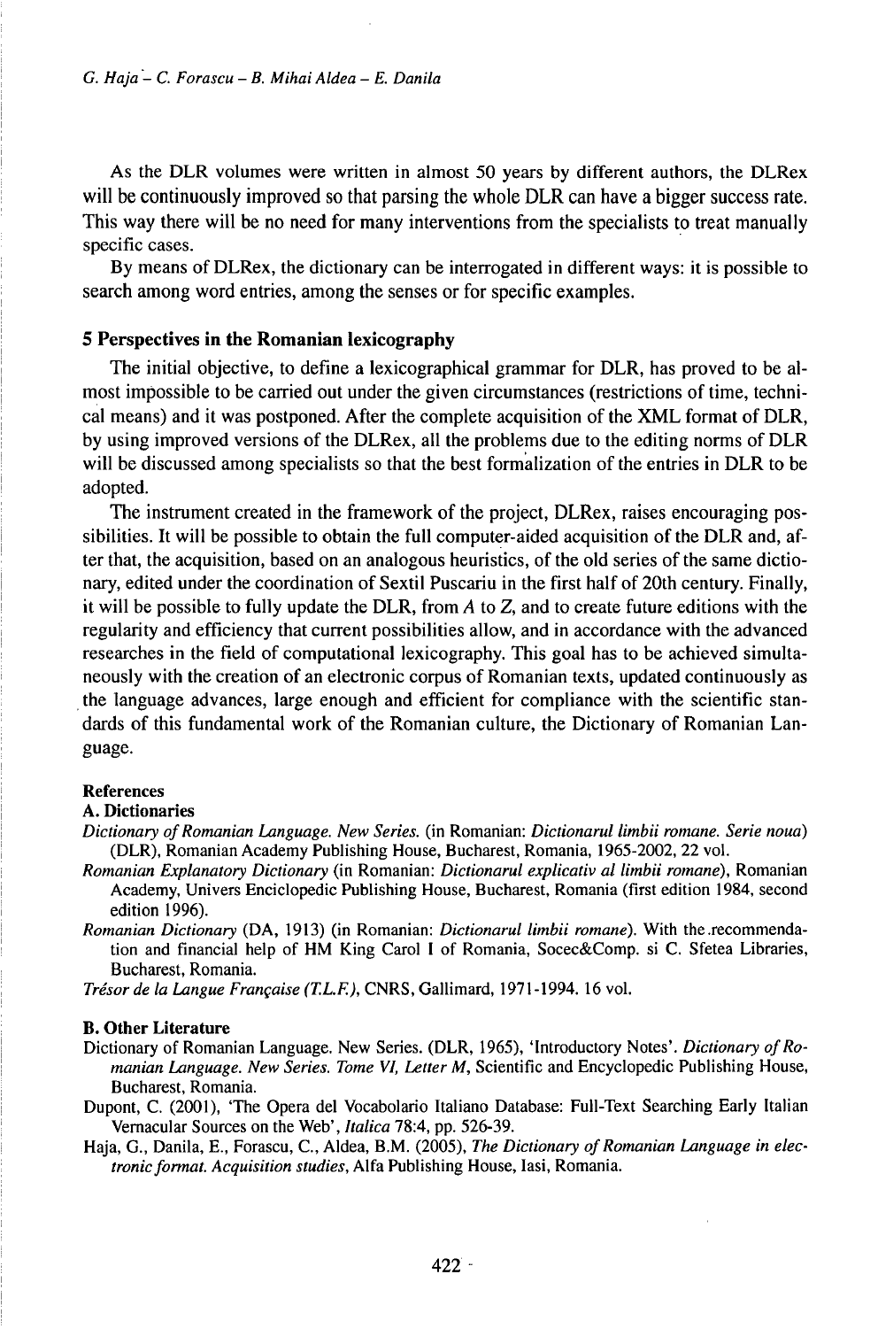As the DLR volumes were written in almost 50 years by different authors, the DLRex will be continuously improved so that parsing the whole DLR can have a bigger success rate. This way there will be no need for many interventions from the specialists to treat manually specific cases.

By means of DLRex, the dictionary can be interrogated in different ways: it is possible to search among word entries, among the senses or for specific examples.

## 5 Perspectives in the Romanian lexicography

The initial objective, to define a lexicographical grammar for DLR, has proved to be almost impossible to be carried out under the given circumstances (restrictions of time, technical means) and it was postponed. After the complete acquisition of the XML format of DLR, by using improved versions of the DLRex, all the problems due to the editing norms of DLR will be discussed among specialists so that the best formalization of the entries in DLR to be adopted.

The instrument created in the framework of the project, DLRex, raises encouraging possibilities. It will be possible to obtain the full computer-aided acquisition of the DLR and, after that, the acquisition, based on an analogous heuristics, of the old series of the same dictionary, edited under the coordination of Sextil Puscariu in the first half of 20th century. Finally, it will be possible to fully update the DLR, from *A* to *Z*, and to create future editions with the regularity and efficiency that current possibilities allow, and in accordance with the advanced researches in the field of computational lexicography. This goal has to be achieved simultaneously with the creation of an electronic corpus of Romanian texts, updated continuously as the language advances, large enough and efficient for compliance with the scientific standards of this fundamental work of the Romanian culture, the Dictionary of Romanian Language.

## References

### A. Dictionaries

*Dictionary of Romanian Language. New Series.* (in Romanian: *Dictionarul limbii romane. Serie noua*) (DLR), Romanian Academy Publishing House, Bucharest, Romania, 1965-2002, 22 vol.

*Romanian Explanatory Dictionary* (in Romanian: *Dictionarul explicativ al limbii romane*), Romanian Academy, Univers Enciclopedic Publishing House, Bucharest, Romania (first edition 1984, second edition 1996).

*Romanian Dictionary* (DA, 1913) (in Romanian: *Dictionarul limbii romane*). With the recommendation and financial help of HM King Carol I of Romania, Socec&Comp. si C. Sfetea Libraries, Bucharest, Romania.

*Trésor de la Langue Française (T.L.F.)*, CNRS, Gallimard, 1971-1994. 16 vol.

### B. Other Literature

Dictionary of Romanian Language. New Series. (DLR, 1965), 'Introductory Notes'. *Dictionary of Romanian Language. New Series. Tome VI, Letter M*, Scientific and Encyclopedic Publishing House, Bucharest, Romania.

Dupont, C. (2001), 'The Opera del Vocabolario Italiano Database: Full-Text Searching Early Italian Vernacular Sources on the Web', *Italica* 78:4, pp. 526-39.

Haja, G., Danila, E., Forascu, C., Aldea, B.M. (2005), *The Dictionary of Romanian Language in electronic format. Acquisition studies*, Alfa Publishing House, Iasi, Romania.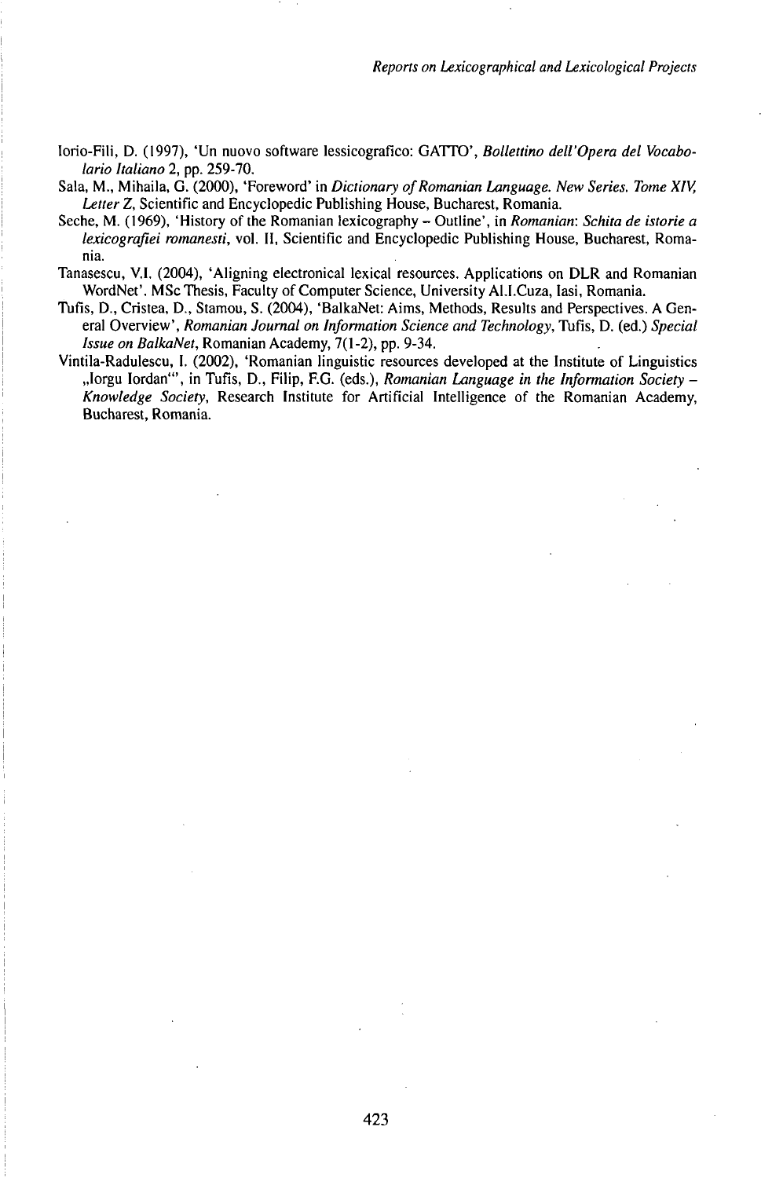Iorio-Fili, D. (1997), 'Un nuovo software lessicografico: GATTO', *Bollettino dell'Opera del Vocabolario Italiano* 2, pp. 259-70.

Sala, M., Mihaila, G. (2000), 'Foreword' in *Dictionary of Romanian Language. New Series. Tome XIV, Letter Z*, Scientific and Encyclopedic Publishing House, Bucharest, Romania.

Seche, M. (1969), 'History of the Romanian lexicography – Outline', in *Romanian*: *Schita de istorie a lexicografiei romanesti*, vol. II, Scientific and Encyclopedic Publishing House, Bucharest, Romania.

Tanasescu, V.I. (2004), 'Aligning electronical lexical resources. Applications on DLR and Romanian WordNet'. MSc Thesis, Faculty of Computer Science, University Al.I.Cuza, Iasi, Romania.

Tufis, D., Cristea, D., Stamou, S. (2004), 'BalkaNet: Aims, Methods, Results and Perspectives. A General Overview', *Romanian Journal on Information Science and Technology*, Tufis, D. (ed.) *Special Issue on BalkaNet*, Romanian Academy, 7(1-2), pp. 9-34.

Vintila-Radulescu, I. (2002), 'Romanian linguistic resources developed at the Institute of Linguistics „Iorgu Iordan"', in Tufis, D., Filip, F.G. (eds.), *Romanian Language in the Information Society – Knowledge Society*, Research Institute for Artificial Intelligence of the Romanian Academy, Bucharest, Romania.